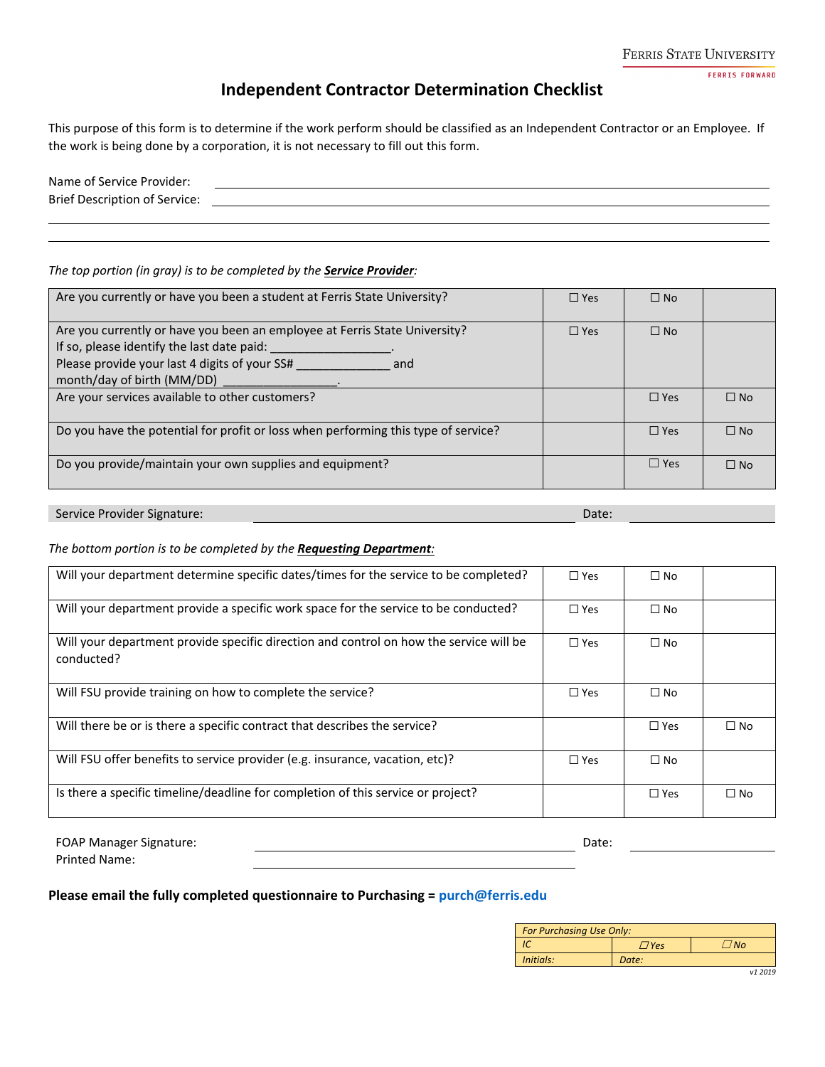Ferris State University
FERRIS FORWARD

# Independent Contractor Determination Checklist

This purpose of this form is to determine if the work perform should be classified as an Independent Contractor or an Employee. If the work is being done by a corporation, it is not necessary to fill out this form.

Name of Service Provider: ______________________________

Brief Description of Service: ______________________________

______________________________

______________________________

*The top portion (in gray) is to be completed by the* ***Service Provider****:*

| Question | | | |
|---|---|---|---|
| Are you currently or have you been a student at Ferris State University? | ☐ Yes | ☐ No | |
| Are you currently or have you been an employee at Ferris State University?<br>If so, please identify the last date paid: __________________.<br>Please provide your last 4 digits of your SS# ______________ and month/day of birth (MM/DD) _________________. | ☐ Yes | ☐ No | |
| Are your services available to other customers? | | ☐ Yes | ☐ No |
| Do you have the potential for profit or loss when performing this type of service? | | ☐ Yes | ☐ No |
| Do you provide/maintain your own supplies and equipment? | | ☐ Yes | ☐ No |

Service Provider Signature: ______________________________ Date: ______________

*The bottom portion is to be completed by the* ***Requesting Department****:*

| Question | | | |
|---|---|---|---|
| Will your department determine specific dates/times for the service to be completed? | ☐ Yes | ☐ No | |
| Will your department provide a specific work space for the service to be conducted? | ☐ Yes | ☐ No | |
| Will your department provide specific direction and control on how the service will be conducted? | ☐ Yes | ☐ No | |
| Will FSU provide training on how to complete the service? | ☐ Yes | ☐ No | |
| Will there be or is there a specific contract that describes the service? | | ☐ Yes | ☐ No |
| Will FSU offer benefits to service provider (e.g. insurance, vacation, etc)? | ☐ Yes | ☐ No | |
| Is there a specific timeline/deadline for completion of this service or project? | | ☐ Yes | ☐ No |

FOAP Manager Signature: ______________________________ Date: ______________

Printed Name: ______________________________

**Please email the fully completed questionnaire to Purchasing = purch@ferris.edu**

| *For Purchasing Use Only:* | | |
|---|---|---|
| *IC* | *☐ Yes* | *☐ No* |
| *Initials:* | *Date:* | |

*v1 2019*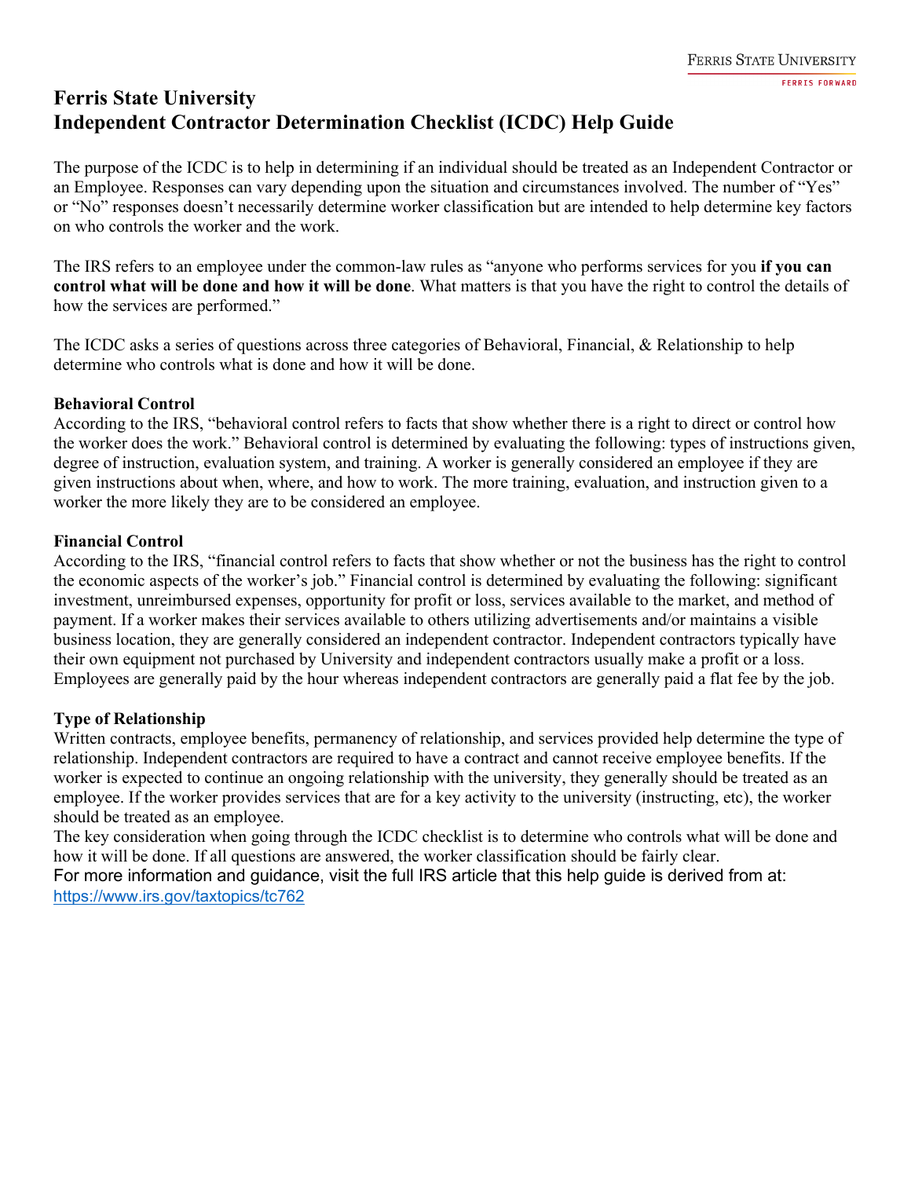# Ferris State University
# Independent Contractor Determination Checklist (ICDC) Help Guide

The purpose of the ICDC is to help in determining if an individual should be treated as an Independent Contractor or an Employee. Responses can vary depending upon the situation and circumstances involved. The number of "Yes" or "No" responses doesn't necessarily determine worker classification but are intended to help determine key factors on who controls the worker and the work.

The IRS refers to an employee under the common-law rules as "anyone who performs services for you **if you can control what will be done and how it will be done**. What matters is that you have the right to control the details of how the services are performed."

The ICDC asks a series of questions across three categories of Behavioral, Financial, & Relationship to help determine who controls what is done and how it will be done.

**Behavioral Control**

According to the IRS, "behavioral control refers to facts that show whether there is a right to direct or control how the worker does the work." Behavioral control is determined by evaluating the following: types of instructions given, degree of instruction, evaluation system, and training. A worker is generally considered an employee if they are given instructions about when, where, and how to work. The more training, evaluation, and instruction given to a worker the more likely they are to be considered an employee.

**Financial Control**

According to the IRS, "financial control refers to facts that show whether or not the business has the right to control the economic aspects of the worker's job." Financial control is determined by evaluating the following: significant investment, unreimbursed expenses, opportunity for profit or loss, services available to the market, and method of payment. If a worker makes their services available to others utilizing advertisements and/or maintains a visible business location, they are generally considered an independent contractor. Independent contractors typically have their own equipment not purchased by University and independent contractors usually make a profit or a loss. Employees are generally paid by the hour whereas independent contractors are generally paid a flat fee by the job.

**Type of Relationship**

Written contracts, employee benefits, permanency of relationship, and services provided help determine the type of relationship. Independent contractors are required to have a contract and cannot receive employee benefits. If the worker is expected to continue an ongoing relationship with the university, they generally should be treated as an employee. If the worker provides services that are for a key activity to the university (instructing, etc), the worker should be treated as an employee.

The key consideration when going through the ICDC checklist is to determine who controls what will be done and how it will be done. If all questions are answered, the worker classification should be fairly clear.

For more information and guidance, visit the full IRS article that this help guide is derived from at: https://www.irs.gov/taxtopics/tc762